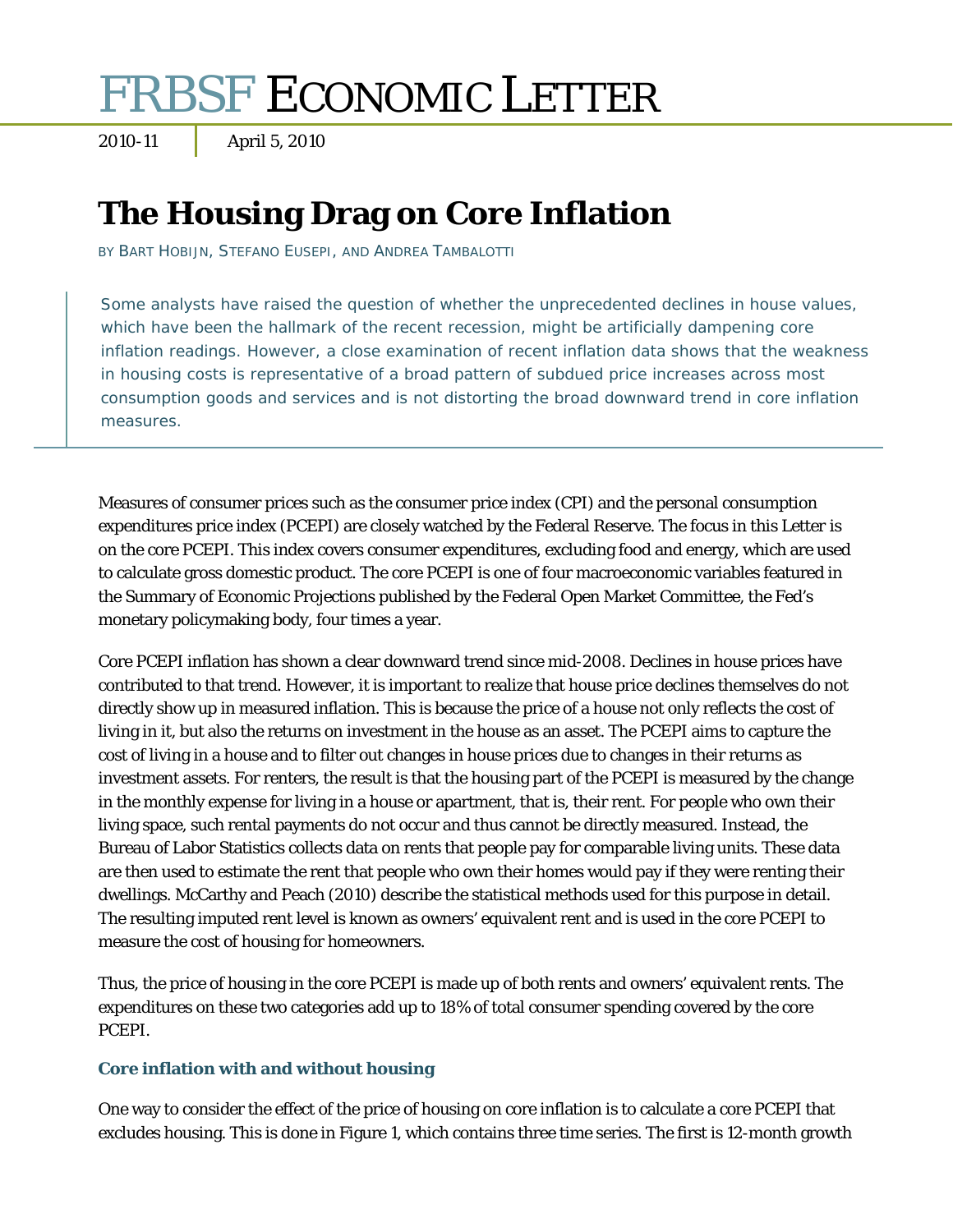# FRBSF ECONOMIC LETTER

2010-11 | April 5, 2010

## The Housing Drag on Core Inflation

BY BART HOBIJN, STEFANO EUSEPI, AND ANDREA TAMBALOTTI

> Some analysts have raised the question of whether the unprecedented declines in house values, which have been the hallmark of the recent recession, might be artificially dampening core inflation readings. However, a close examination of recent inflation data shows that the weakness in housing costs is representative of a broad pattern of subdued price increases across most consumption goods and services and is not distorting the broad downward trend in core inflation measures.

Measures of consumer prices such as the consumer price index (CPI) and the personal consumption expenditures price index (PCEPI) are closely watched by the Federal Reserve. The focus in this Letter is on the core PCEPI. This index covers consumer expenditures, excluding food and energy, which are used to calculate gross domestic product. The core PCEPI is one of four macroeconomic variables featured in the Summary of Economic Projections published by the Federal Open Market Committee, the Fed's monetary policymaking body, four times a year.

Core PCEPI inflation has shown a clear downward trend since mid-2008. Declines in house prices have contributed to that trend. However, it is important to realize that house price declines themselves do not directly show up in measured inflation. This is because the price of a house not only reflects the cost of living in it, but also the returns on investment in the house as an asset. The PCEPI aims to capture the cost of living in a house and to filter out changes in house prices due to changes in their returns as investment assets. For renters, the result is that the housing part of the PCEPI is measured by the change in the monthly expense for living in a house or apartment, that is, their rent. For people who own their living space, such rental payments do not occur and thus cannot be directly measured. Instead, the Bureau of Labor Statistics collects data on rents that people pay for comparable living units. These data are then used to estimate the rent that people who own their homes would pay if they were renting their dwellings. McCarthy and Peach (2010) describe the statistical methods used for this purpose in detail. The resulting imputed rent level is known as owners' equivalent rent and is used in the core PCEPI to measure the cost of housing for homeowners.

Thus, the price of housing in the core PCEPI is made up of both rents and owners' equivalent rents. The expenditures on these two categories add up to 18% of total consumer spending covered by the core PCEPI.

### Core inflation with and without housing

One way to consider the effect of the price of housing on core inflation is to calculate a core PCEPI that excludes housing. This is done in Figure 1, which contains three time series. The first is 12-month growth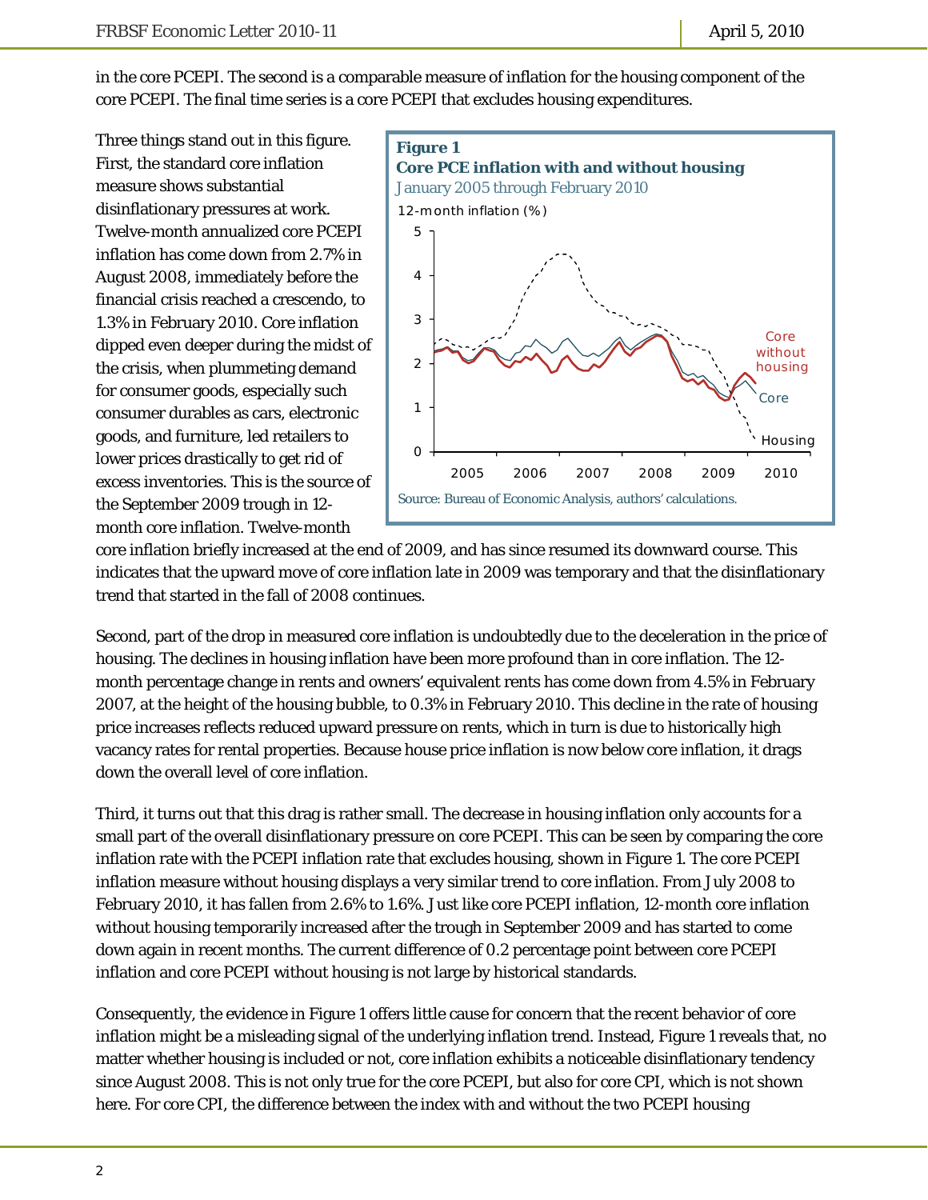in the core PCEPI. The second is a comparable measure of inflation for the housing component of the core PCEPI. The final time series is a core PCEPI that excludes housing expenditures.

**Figure 1**
**Core PCE inflation with and without housing**
January 2005 through February 2010

Source: Bureau of Economic Analysis, authors' calculations.

Three things stand out in this figure. First, the standard core inflation measure shows substantial disinflationary pressures at work. Twelve-month annualized core PCEPI inflation has come down from 2.7% in August 2008, immediately before the financial crisis reached a crescendo, to 1.3% in February 2010. Core inflation dipped even deeper during the midst of the crisis, when plummeting demand for consumer goods, especially such consumer durables as cars, electronic goods, and furniture, led retailers to lower prices drastically to get rid of excess inventories. This is the source of the September 2009 trough in 12-month core inflation. Twelve-month core inflation briefly increased at the end of 2009, and has since resumed its downward course. This indicates that the upward move of core inflation late in 2009 was temporary and that the disinflationary trend that started in the fall of 2008 continues.

Second, part of the drop in measured core inflation is undoubtedly due to the deceleration in the price of housing. The declines in housing inflation have been more profound than in core inflation. The 12-month percentage change in rents and owners' equivalent rents has come down from 4.5% in February 2007, at the height of the housing bubble, to 0.3% in February 2010. This decline in the rate of housing price increases reflects reduced upward pressure on rents, which in turn is due to historically high vacancy rates for rental properties. Because house price inflation is now below core inflation, it drags down the overall level of core inflation.

Third, it turns out that this drag is rather small. The decrease in housing inflation only accounts for a small part of the overall disinflationary pressure on core PCEPI. This can be seen by comparing the core inflation rate with the PCEPI inflation rate that excludes housing, shown in Figure 1. The core PCEPI inflation measure without housing displays a very similar trend to core inflation. From July 2008 to February 2010, it has fallen from 2.6% to 1.6%. Just like core PCEPI inflation, 12-month core inflation without housing temporarily increased after the trough in September 2009 and has started to come down again in recent months. The current difference of 0.2 percentage point between core PCEPI inflation and core PCEPI without housing is not large by historical standards.

Consequently, the evidence in Figure 1 offers little cause for concern that the recent behavior of core inflation might be a misleading signal of the underlying inflation trend. Instead, Figure 1 reveals that, no matter whether housing is included or not, core inflation exhibits a noticeable disinflationary tendency since August 2008. This is not only true for the core PCEPI, but also for core CPI, which is not shown here. For core CPI, the difference between the index with and without the two PCEPI housing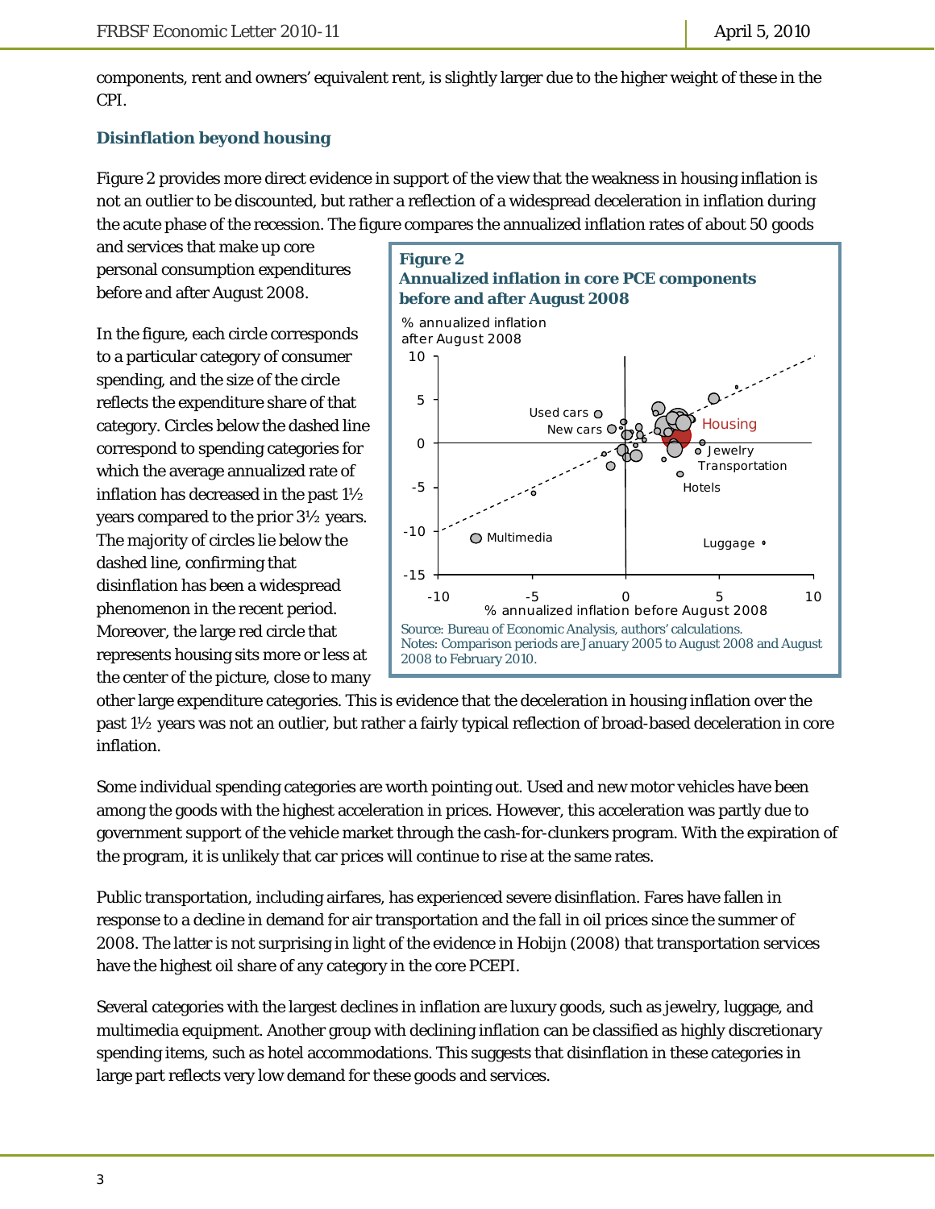components, rent and owners' equivalent rent, is slightly larger due to the higher weight of these in the CPI.

### Disinflation beyond housing

Figure 2 provides more direct evidence in support of the view that the weakness in housing inflation is not an outlier to be discounted, but rather a reflection of a widespread deceleration in inflation during the acute phase of the recession. The figure compares the annualized inflation rates of about 50 goods and services that make up core personal consumption expenditures before and after August 2008.

In the figure, each circle corresponds to a particular category of consumer spending, and the size of the circle reflects the expenditure share of that category. Circles below the dashed line correspond to spending categories for which the average annualized rate of inflation has decreased in the past 1½ years compared to the prior 3½ years. The majority of circles lie below the dashed line, confirming that disinflation has been a widespread phenomenon in the recent period. Moreover, the large red circle that represents housing sits more or less at the center of the picture, close to many other large expenditure categories. This is evidence that the deceleration in housing inflation over the past 1½ years was not an outlier, but rather a fairly typical reflection of broad-based deceleration in core inflation.

**Figure 2**
**Annualized inflation in core PCE components before and after August 2008**

Source: Bureau of Economic Analysis, authors' calculations.
Notes: Comparison periods are January 2005 to August 2008 and August 2008 to February 2010.

Some individual spending categories are worth pointing out. Used and new motor vehicles have been among the goods with the highest acceleration in prices. However, this acceleration was partly due to government support of the vehicle market through the cash-for-clunkers program. With the expiration of the program, it is unlikely that car prices will continue to rise at the same rates.

Public transportation, including airfares, has experienced severe disinflation. Fares have fallen in response to a decline in demand for air transportation and the fall in oil prices since the summer of 2008. The latter is not surprising in light of the evidence in Hobijn (2008) that transportation services have the highest oil share of any category in the core PCEPI.

Several categories with the largest declines in inflation are luxury goods, such as jewelry, luggage, and multimedia equipment. Another group with declining inflation can be classified as highly discretionary spending items, such as hotel accommodations. This suggests that disinflation in these categories in large part reflects very low demand for these goods and services.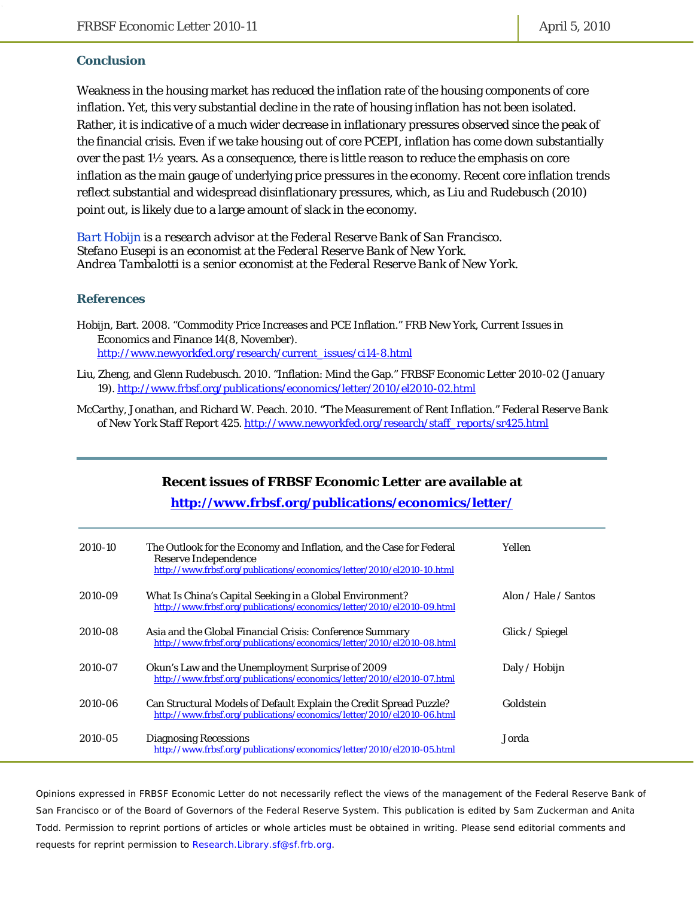## Conclusion

Weakness in the housing market has reduced the inflation rate of the housing components of core inflation. Yet, this very substantial decline in the rate of housing inflation has not been isolated. Rather, it is indicative of a much wider decrease in inflationary pressures observed since the peak of the financial crisis. Even if we take housing out of core PCEPI, inflation has come down substantially over the past 1½ years. As a consequence, there is little reason to reduce the emphasis on core inflation as the main gauge of underlying price pressures in the economy. Recent core inflation trends reflect substantial and widespread disinflationary pressures, which, as Liu and Rudebusch (2010) point out, is likely due to a large amount of slack in the economy.

*Bart Hobijn is a research advisor at the Federal Reserve Bank of San Francisco.*
*Stefano Eusepi is an economist at the Federal Reserve Bank of New York.*
*Andrea Tambalotti is a senior economist at the Federal Reserve Bank of New York.*

## References

Hobijn, Bart. 2008. "Commodity Price Increases and PCE Inflation." FRB New York, *Current Issues in Economics and Finance* 14(8, November). http://www.newyorkfed.org/research/current_issues/ci14-8.html

Liu, Zheng, and Glenn Rudebusch. 2010. "Inflation: Mind the Gap." FRBSF Economic Letter 2010-02 (January 19). http://www.frbsf.org/publications/economics/letter/2010/el2010-02.html

McCarthy, Jonathan, and Richard W. Peach. 2010. "The Measurement of Rent Inflation." *Federal Reserve Bank of New York Staff Report* 425. http://www.newyorkfed.org/research/staff_reports/sr425.html

---

**Recent issues of FRBSF Economic Letter are available at**
**http://www.frbsf.org/publications/economics/letter/**

| | | |
|---|---|---|
| 2010-10 | The Outlook for the Economy and Inflation, and the Case for Federal Reserve Independence http://www.frbsf.org/publications/economics/letter/2010/el2010-10.html | Yellen |
| 2010-09 | What Is China's Capital Seeking in a Global Environment? http://www.frbsf.org/publications/economics/letter/2010/el2010-09.html | Alon / Hale / Santos |
| 2010-08 | Asia and the Global Financial Crisis: Conference Summary http://www.frbsf.org/publications/economics/letter/2010/el2010-08.html | Glick / Spiegel |
| 2010-07 | Okun's Law and the Unemployment Surprise of 2009 http://www.frbsf.org/publications/economics/letter/2010/el2010-07.html | Daly / Hobijn |
| 2010-06 | Can Structural Models of Default Explain the Credit Spread Puzzle? http://www.frbsf.org/publications/economics/letter/2010/el2010-06.html | Goldstein |
| 2010-05 | Diagnosing Recessions http://www.frbsf.org/publications/economics/letter/2010/el2010-05.html | Jorda |

Opinions expressed in FRBSF Economic Letter do not necessarily reflect the views of the management of the Federal Reserve Bank of San Francisco or of the Board of Governors of the Federal Reserve System. This publication is edited by Sam Zuckerman and Anita Todd. Permission to reprint portions of articles or whole articles must be obtained in writing. Please send editorial comments and requests for reprint permission to Research.Library.sf@sf.frb.org.